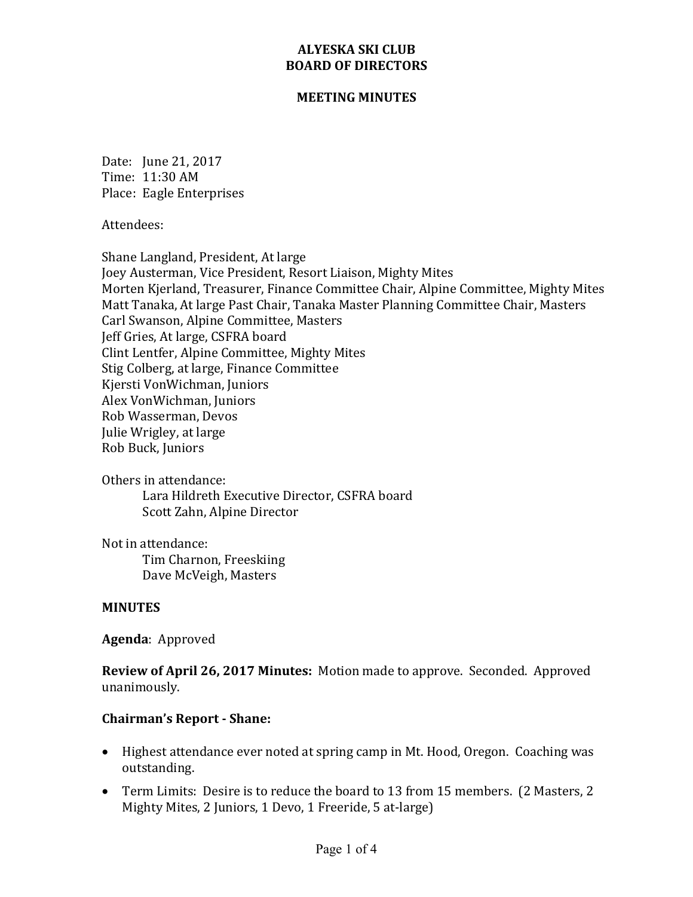# ALYESKA SKI CLUB
# BOARD OF DIRECTORS

## MEETING MINUTES

Date: June 21, 2017
Time: 11:30 AM
Place: Eagle Enterprises

Attendees:

Shane Langland, President, At large
Joey Austerman, Vice President, Resort Liaison, Mighty Mites
Morten Kjerland, Treasurer, Finance Committee Chair, Alpine Committee, Mighty Mites
Matt Tanaka, At large Past Chair, Tanaka Master Planning Committee Chair, Masters
Carl Swanson, Alpine Committee, Masters
Jeff Gries, At large, CSFRA board
Clint Lentfer, Alpine Committee, Mighty Mites
Stig Colberg, at large, Finance Committee
Kjersti VonWichman, Juniors
Alex VonWichman, Juniors
Rob Wasserman, Devos
Julie Wrigley, at large
Rob Buck, Juniors

Others in attendance:

Lara Hildreth Executive Director, CSFRA board
Scott Zahn, Alpine Director

Not in attendance:

Tim Charnon, Freeskiing
Dave McVeigh, Masters

**MINUTES**

**Agenda**: Approved

**Review of April 26, 2017 Minutes:** Motion made to approve. Seconded. Approved unanimously.

**Chairman's Report - Shane:**

- Highest attendance ever noted at spring camp in Mt. Hood, Oregon. Coaching was outstanding.
- Term Limits: Desire is to reduce the board to 13 from 15 members. (2 Masters, 2 Mighty Mites, 2 Juniors, 1 Devo, 1 Freeride, 5 at-large)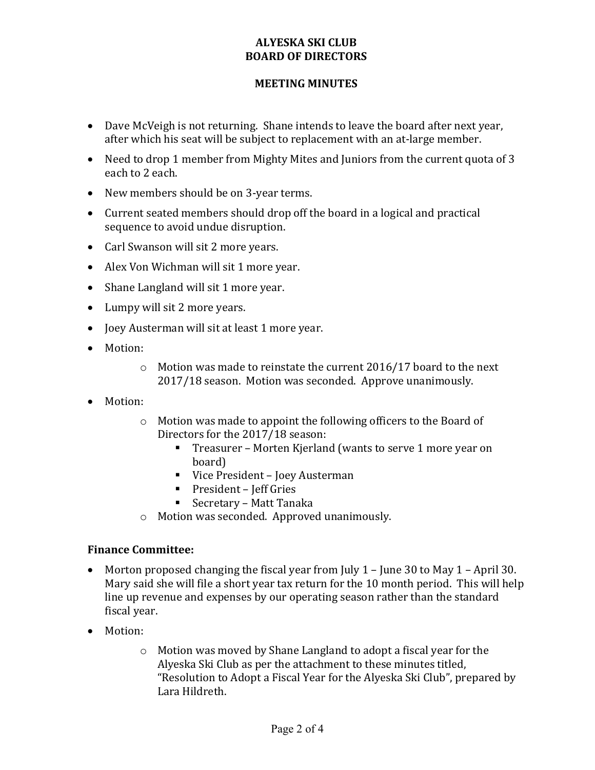# ALYESKA SKI CLUB
# BOARD OF DIRECTORS

## MEETING MINUTES

- Dave McVeigh is not returning. Shane intends to leave the board after next year, after which his seat will be subject to replacement with an at-large member.
- Need to drop 1 member from Mighty Mites and Juniors from the current quota of 3 each to 2 each.
- New members should be on 3-year terms.
- Current seated members should drop off the board in a logical and practical sequence to avoid undue disruption.
- Carl Swanson will sit 2 more years.
- Alex Von Wichman will sit 1 more year.
- Shane Langland will sit 1 more year.
- Lumpy will sit 2 more years.
- Joey Austerman will sit at least 1 more year.
- Motion:
    - Motion was made to reinstate the current 2016/17 board to the next 2017/18 season. Motion was seconded. Approve unanimously.
- Motion:
    - Motion was made to appoint the following officers to the Board of Directors for the 2017/18 season:
        - Treasurer – Morten Kjerland (wants to serve 1 more year on board)
        - Vice President – Joey Austerman
        - President – Jeff Gries
        - Secretary – Matt Tanaka
    - Motion was seconded. Approved unanimously.

**Finance Committee:**

- Morton proposed changing the fiscal year from July 1 – June 30 to May 1 – April 30. Mary said she will file a short year tax return for the 10 month period. This will help line up revenue and expenses by our operating season rather than the standard fiscal year.
- Motion:
    - Motion was moved by Shane Langland to adopt a fiscal year for the Alyeska Ski Club as per the attachment to these minutes titled, "Resolution to Adopt a Fiscal Year for the Alyeska Ski Club", prepared by Lara Hildreth.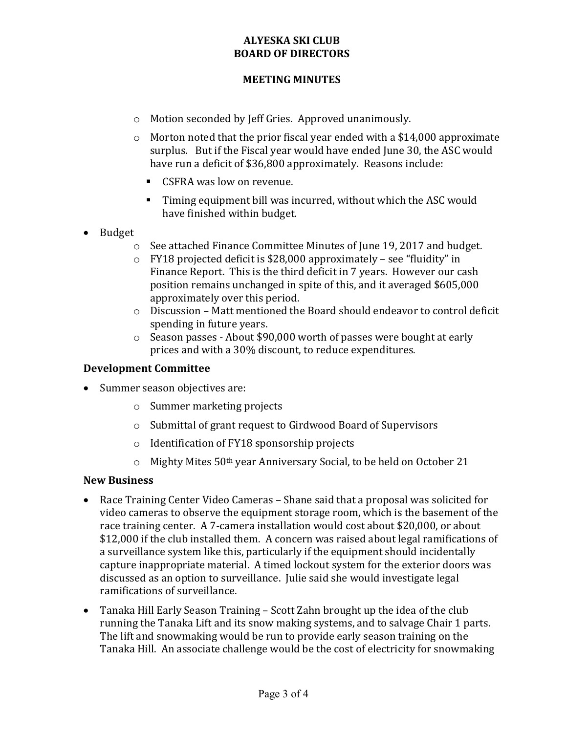- Motion seconded by Jeff Gries. Approved unanimously.
- Morton noted that the prior fiscal year ended with a $14,000 approximate surplus. But if the Fiscal year would have ended June 30, the ASC would have run a deficit of $36,800 approximately. Reasons include:
  - CSFRA was low on revenue.
  - Timing equipment bill was incurred, without which the ASC would have finished within budget.

- Budget
  - See attached Finance Committee Minutes of June 19, 2017 and budget.
  - FY18 projected deficit is $28,000 approximately – see "fluidity" in Finance Report. This is the third deficit in 7 years. However our cash position remains unchanged in spite of this, and it averaged $605,000 approximately over this period.
  - Discussion – Matt mentioned the Board should endeavor to control deficit spending in future years.
  - Season passes - About $90,000 worth of passes were bought at early prices and with a 30% discount, to reduce expenditures.

### Development Committee

- Summer season objectives are:
  - Summer marketing projects
  - Submittal of grant request to Girdwood Board of Supervisors
  - Identification of FY18 sponsorship projects
  - Mighty Mites 50th year Anniversary Social, to be held on October 21

### New Business

- Race Training Center Video Cameras – Shane said that a proposal was solicited for video cameras to observe the equipment storage room, which is the basement of the race training center. A 7-camera installation would cost about $20,000, or about $12,000 if the club installed them. A concern was raised about legal ramifications of a surveillance system like this, particularly if the equipment should incidentally capture inappropriate material. A timed lockout system for the exterior doors was discussed as an option to surveillance. Julie said she would investigate legal ramifications of surveillance.
- Tanaka Hill Early Season Training – Scott Zahn brought up the idea of the club running the Tanaka Lift and its snow making systems, and to salvage Chair 1 parts. The lift and snowmaking would be run to provide early season training on the Tanaka Hill. An associate challenge would be the cost of electricity for snowmaking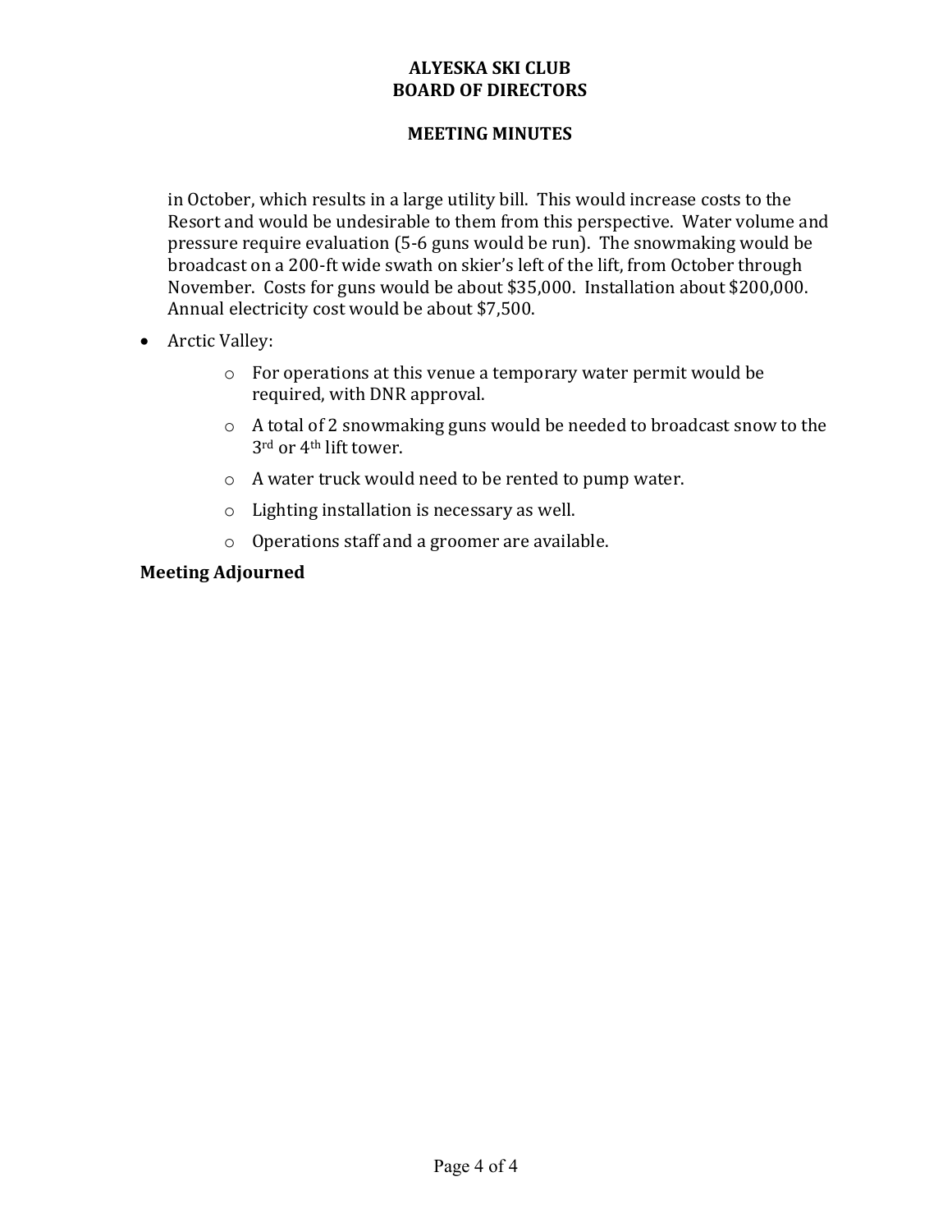in October, which results in a large utility bill. This would increase costs to the Resort and would be undesirable to them from this perspective. Water volume and pressure require evaluation (5-6 guns would be run). The snowmaking would be broadcast on a 200-ft wide swath on skier's left of the lift, from October through November. Costs for guns would be about $35,000. Installation about $200,000. Annual electricity cost would be about $7,500.

- Arctic Valley:
  - For operations at this venue a temporary water permit would be required, with DNR approval.
  - A total of 2 snowmaking guns would be needed to broadcast snow to the 3rd or 4th lift tower.
  - A water truck would need to be rented to pump water.
  - Lighting installation is necessary as well.
  - Operations staff and a groomer are available.

**Meeting Adjourned**